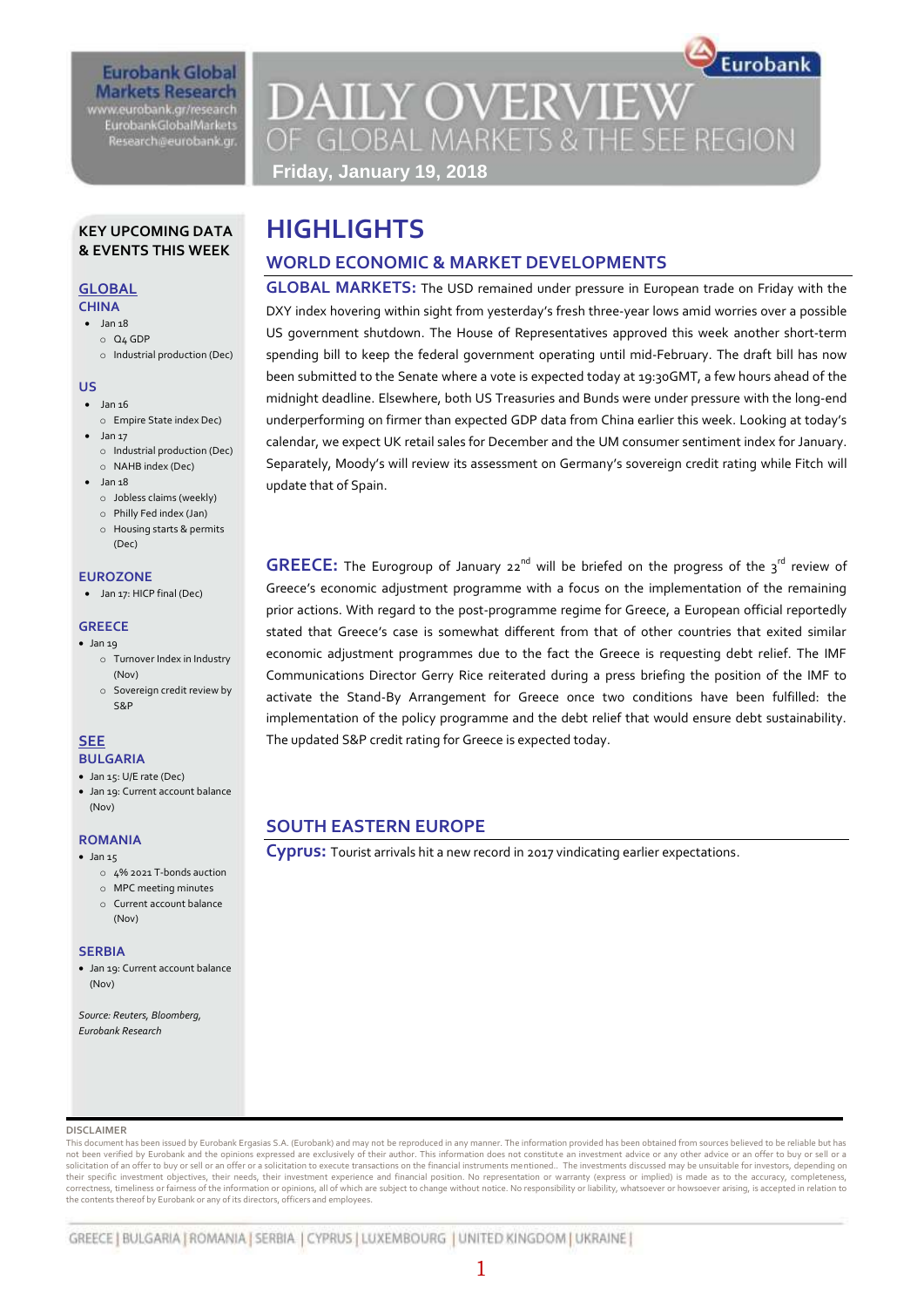Eurobank Global Markets Research
www.eurobank.gr/research
EurobankGlobalMarkets Research@eurobank.gr

# DAILY OVERVIEW OF GLOBAL MARKETS & THE SEE REGION

**Friday, January 19, 2018**

## KEY UPCOMING DATA & EVENTS THIS WEEK

### GLOBAL

**CHINA**

- Jan 18
  - Q4 GDP
  - Industrial production (Dec)

**US**

- Jan 16
  - Empire State index Dec)
- Jan 17
  - Industrial production (Dec)
  - NAHB index (Dec)
- Jan 18
  - Jobless claims (weekly)
  - Philly Fed index (Jan)
  - Housing starts & permits (Dec)

**EUROZONE**

- Jan 17: HICP final (Dec)

**GREECE**

- Jan 19
  - Turnover Index in Industry (Nov)
  - Sovereign credit review by S&P

### SEE

**BULGARIA**

- Jan 15: U/E rate (Dec)
- Jan 19: Current account balance (Nov)

**ROMANIA**

- Jan 15
  - 4% 2021 T-bonds auction
  - MPC meeting minutes
  - Current account balance (Nov)

**SERBIA**

- Jan 19: Current account balance (Nov)

*Source: Reuters, Bloomberg, Eurobank Research*

# HIGHLIGHTS

## WORLD ECONOMIC & MARKET DEVELOPMENTS

**GLOBAL MARKETS:** The USD remained under pressure in European trade on Friday with the DXY index hovering within sight from yesterday's fresh three-year lows amid worries over a possible US government shutdown. The House of Representatives approved this week another short-term spending bill to keep the federal government operating until mid-February. The draft bill has now been submitted to the Senate where a vote is expected today at 19:30GMT, a few hours ahead of the midnight deadline. Elsewhere, both US Treasuries and Bunds were under pressure with the long-end underperforming on firmer than expected GDP data from China earlier this week. Looking at today's calendar, we expect UK retail sales for December and the UM consumer sentiment index for January. Separately, Moody's will review its assessment on Germany's sovereign credit rating while Fitch will update that of Spain.

**GREECE:** The Eurogroup of January 22[nd] will be briefed on the progress of the 3[rd] review of Greece's economic adjustment programme with a focus on the implementation of the remaining prior actions. With regard to the post-programme regime for Greece, a European official reportedly stated that Greece's case is somewhat different from that of other countries that exited similar economic adjustment programmes due to the fact the Greece is requesting debt relief. The IMF Communications Director Gerry Rice reiterated during a press briefing the position of the IMF to activate the Stand-By Arrangement for Greece once two conditions have been fulfilled: the implementation of the policy programme and the debt relief that would ensure debt sustainability. The updated S&P credit rating for Greece is expected today.

## SOUTH EASTERN EUROPE

**Cyprus:** Tourist arrivals hit a new record in 2017 vindicating earlier expectations.

DISCLAIMER
This document has been issued by Eurobank Ergasias S.A. (Eurobank) and may not be reproduced in any manner. The information provided has been obtained from sources believed to be reliable but has not been verified by Eurobank and the opinions expressed are exclusively of their author. This information does not constitute an investment advice or any other advice or an offer to buy or sell or a solicitation of an offer to buy or sell or an offer or a solicitation to execute transactions on the financial instruments mentioned.. The investments discussed may be unsuitable for investors, depending on their specific investment objectives, their needs, their investment experience and financial position. No representation or warranty (express or implied) is made as to the accuracy, completeness, correctness, timeliness or fairness of the information or opinions, all of which are subject to change without notice. No responsibility or liability, whatsoever or howsoever arising, is accepted in relation to the contents thereof by Eurobank or any of its directors, officers and employees.

GREECE | BULGARIA | ROMANIA | SERBIA | CYPRUS | LUXEMBOURG | UNITED KINGDOM | UKRAINE |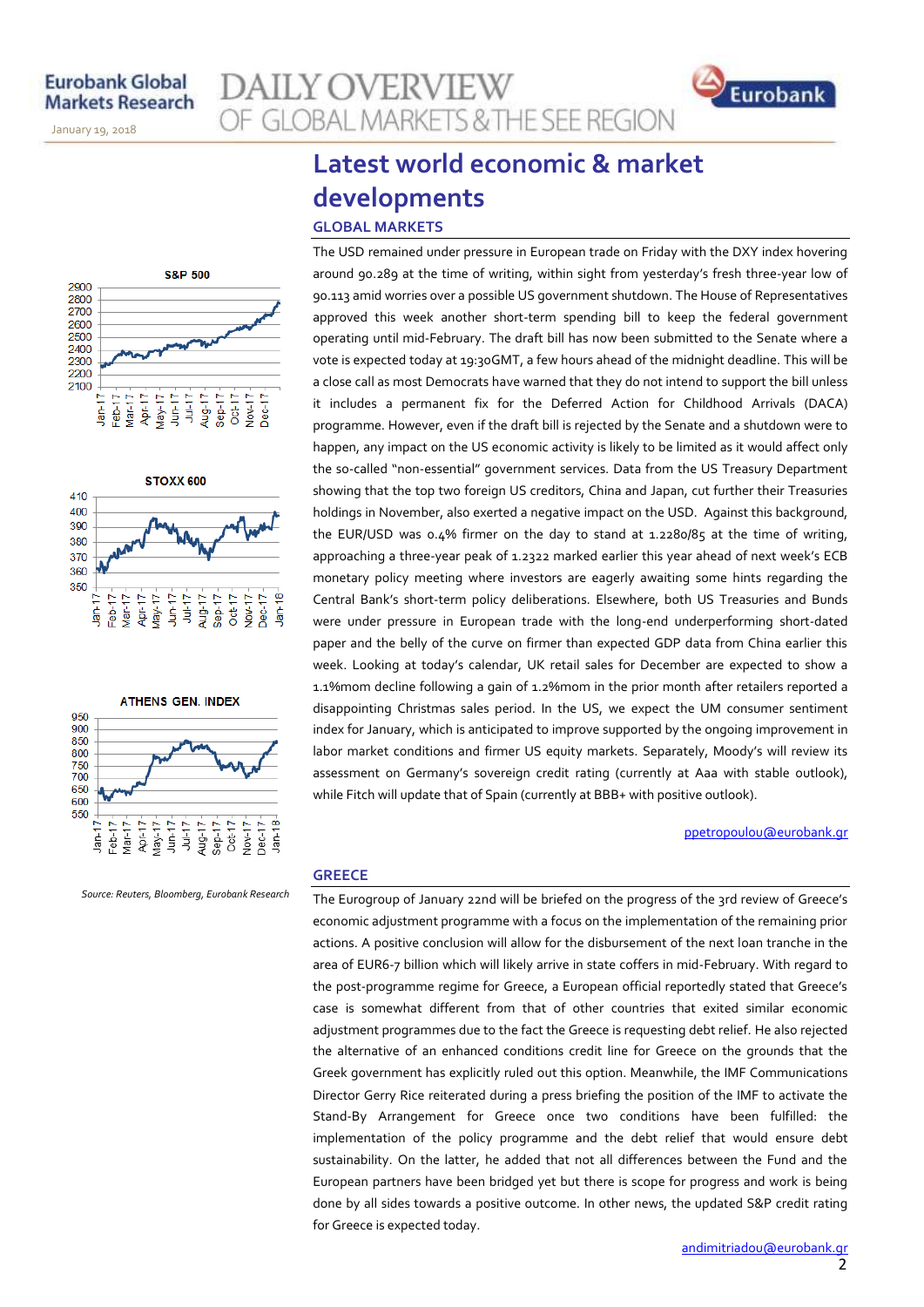# Latest world economic & market developments

## GLOBAL MARKETS

The USD remained under pressure in European trade on Friday with the DXY index hovering around 90.289 at the time of writing, within sight from yesterday's fresh three-year low of 90.113 amid worries over a possible US government shutdown. The House of Representatives approved this week another short-term spending bill to keep the federal government operating until mid-February. The draft bill has now been submitted to the Senate where a vote is expected today at 19:30GMT, a few hours ahead of the midnight deadline. This will be a close call as most Democrats have warned that they do not intend to support the bill unless it includes a permanent fix for the Deferred Action for Childhood Arrivals (DACA) programme. However, even if the draft bill is rejected by the Senate and a shutdown were to happen, any impact on the US economic activity is likely to be limited as it would affect only the so-called "non-essential" government services. Data from the US Treasury Department showing that the top two foreign US creditors, China and Japan, cut further their Treasuries holdings in November, also exerted a negative impact on the USD. Against this background, the EUR/USD was 0.4% firmer on the day to stand at 1.2280/85 at the time of writing, approaching a three-year peak of 1.2322 marked earlier this year ahead of next week's ECB monetary policy meeting where investors are eagerly awaiting some hints regarding the Central Bank's short-term policy deliberations. Elsewhere, both US Treasuries and Bunds were under pressure in European trade with the long-end underperforming short-dated paper and the belly of the curve on firmer than expected GDP data from China earlier this week. Looking at today's calendar, UK retail sales for December are expected to show a 1.1%mom decline following a gain of 1.2%mom in the prior month after retailers reported a disappointing Christmas sales period. In the US, we expect the UM consumer sentiment index for January, which is anticipated to improve supported by the ongoing improvement in labor market conditions and firmer US equity markets. Separately, Moody's will review its assessment on Germany's sovereign credit rating (currently at Aaa with stable outlook), while Fitch will update that of Spain (currently at BBB+ with positive outlook).

ppetropoulou@eurobank.gr

## GREECE

The Eurogroup of January 22nd will be briefed on the progress of the 3rd review of Greece's economic adjustment programme with a focus on the implementation of the remaining prior actions. A positive conclusion will allow for the disbursement of the next loan tranche in the area of EUR6-7 billion which will likely arrive in state coffers in mid-February. With regard to the post-programme regime for Greece, a European official reportedly stated that Greece's case is somewhat different from that of other countries that exited similar economic adjustment programmes due to the fact the Greece is requesting debt relief. He also rejected the alternative of an enhanced conditions credit line for Greece on the grounds that the Greek government has explicitly ruled out this option. Meanwhile, the IMF Communications Director Gerry Rice reiterated during a press briefing the position of the IMF to activate the Stand-By Arrangement for Greece once two conditions have been fulfilled: the implementation of the policy programme and the debt relief that would ensure debt sustainability. On the latter, he added that not all differences between the Fund and the European partners have been bridged yet but there is scope for progress and work is being done by all sides towards a positive outcome. In other news, the updated S&P credit rating for Greece is expected today.

andimitriadou@eurobank.gr

S&P 500

STOXX 600

ATHENS GEN. INDEX

*Source: Reuters, Bloomberg, Eurobank Research*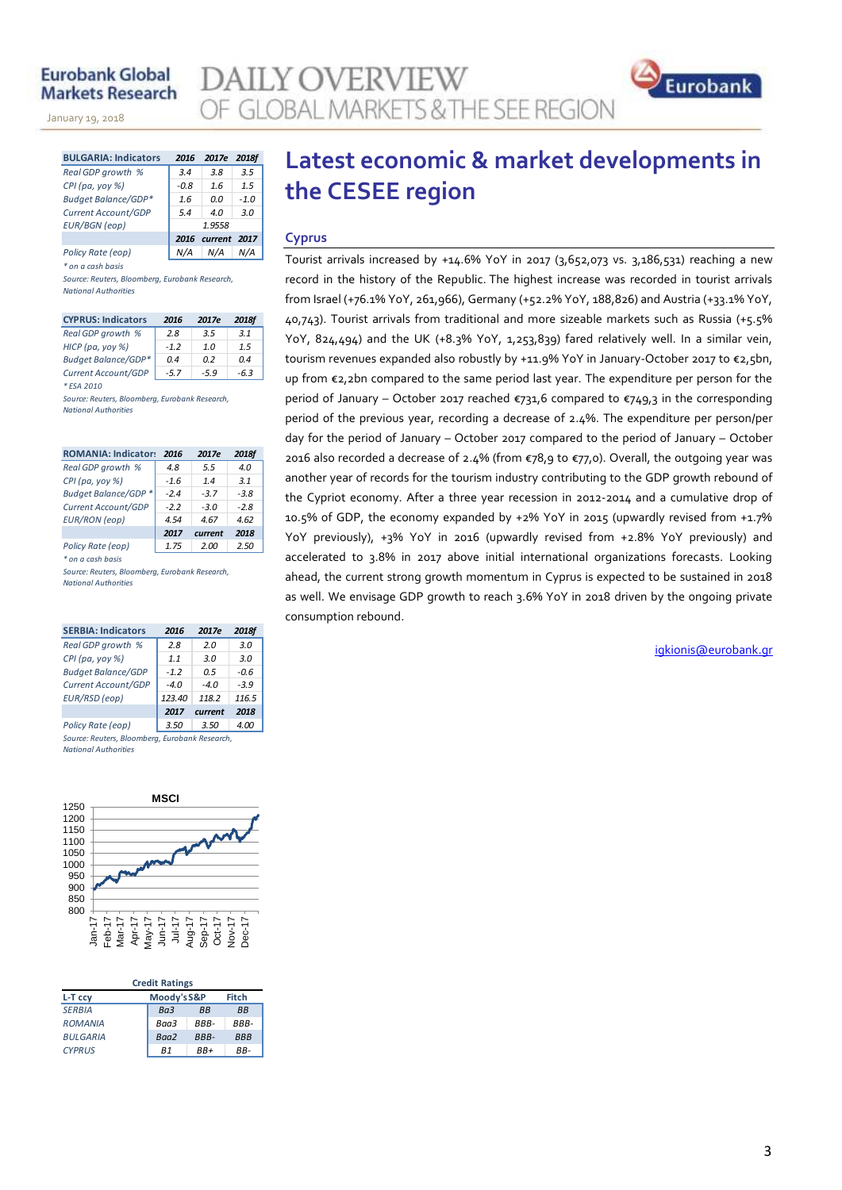| BULGARIA: Indicators | 2016 | 2017e | 2018f |
|---|---|---|---|
| Real GDP growth % | 3.4 | 3.8 | 3.5 |
| CPI (pa, yoy %) | -0.8 | 1.6 | 1.5 |
| Budget Balance/GDP* | 1.6 | 0.0 | -1.0 |
| Current Account/GDP | 5.4 | 4.0 | 3.0 |
| EUR/BGN (eop) | | 1.9558 | |
| | 2016 | current | 2017 |
| Policy Rate (eop) | N/A | N/A | N/A |

*\* on a cash basis*

*Source: Reuters, Bloomberg, Eurobank Research, National Authorities*

| CYPRUS: Indicators | 2016 | 2017e | 2018f |
|---|---|---|---|
| Real GDP growth % | 2.8 | 3.5 | 3.1 |
| HICP (pa, yoy %) | -1.2 | 1.0 | 1.5 |
| Budget Balance/GDP* | 0.4 | 0.2 | 0.4 |
| Current Account/GDP | -5.7 | -5.9 | -6.3 |

*\* ESA 2010*

*Source: Reuters, Bloomberg, Eurobank Research, National Authorities*

| ROMANIA: Indicators | 2016 | 2017e | 2018f |
|---|---|---|---|
| Real GDP growth % | 4.8 | 5.5 | 4.0 |
| CPI (pa, yoy %) | -1.6 | 1.4 | 3.1 |
| Budget Balance/GDP * | -2.4 | -3.7 | -3.8 |
| Current Account/GDP | -2.2 | -3.0 | -2.8 |
| EUR/RON (eop) | 4.54 | 4.67 | 4.62 |
| | 2017 | current | 2018 |
| Policy Rate (eop) | 1.75 | 2.00 | 2.50 |

*\* on a cash basis*

*Source: Reuters, Bloomberg, Eurobank Research, National Authorities*

| SERBIA: Indicators | 2016 | 2017e | 2018f |
|---|---|---|---|
| Real GDP growth % | 2.8 | 2.0 | 3.0 |
| CPI (pa, yoy %) | 1.1 | 3.0 | 3.0 |
| Budget Balance/GDP | -1.2 | 0.5 | -0.6 |
| Current Account/GDP | -4.0 | -4.0 | -3.9 |
| EUR/RSD (eop) | 123.40 | 118.2 | 116.5 |
| | 2017 | current | 2018 |
| Policy Rate (eop) | 3.50 | 3.50 | 4.00 |

*Source: Reuters, Bloomberg, Eurobank Research, National Authorities*

MSCI

**Credit Ratings**

| L-T ccy | Moody's | S&P | Fitch |
|---|---|---|---|
| SERBIA | Ba3 | BB | BB |
| ROMANIA | Baa3 | BBB- | BBB- |
| BULGARIA | Baa2 | BBB- | BBB |
| CYPRUS | B1 | BB+ | BB- |

# Latest economic & market developments in the CESEE region

## Cyprus

Tourist arrivals increased by +14.6% YoY in 2017 (3,652,073 vs. 3,186,531) reaching a new record in the history of the Republic. The highest increase was recorded in tourist arrivals from Israel (+76.1% YoY, 261,966), Germany (+52.2% YoY, 188,826) and Austria (+33.1% YoY, 40,743). Tourist arrivals from traditional and more sizeable markets such as Russia (+5.5% YoY, 824,494) and the UK (+8.3% YoY, 1,253,839) fared relatively well. In a similar vein, tourism revenues expanded also robustly by +11.9% YoY in January-October 2017 to €2,5bn, up from €2,2bn compared to the same period last year. The expenditure per person for the period of January – October 2017 reached €731,6 compared to €749,3 in the corresponding period of the previous year, recording a decrease of 2.4%. The expenditure per person/per day for the period of January – October 2017 compared to the period of January – October 2016 also recorded a decrease of 2.4% (from €78,9 to €77,0). Overall, the outgoing year was another year of records for the tourism industry contributing to the GDP growth rebound of the Cypriot economy. After a three year recession in 2012-2014 and a cumulative drop of 10.5% of GDP, the economy expanded by +2% YoY in 2015 (upwardly revised from +1.7% YoY previously), +3% YoY in 2016 (upwardly revised from +2.8% YoY previously) and accelerated to 3.8% in 2017 above initial international organizations forecasts. Looking ahead, the current strong growth momentum in Cyprus is expected to be sustained in 2018 as well. We envisage GDP growth to reach 3.6% YoY in 2018 driven by the ongoing private consumption rebound.

igkionis@eurobank.gr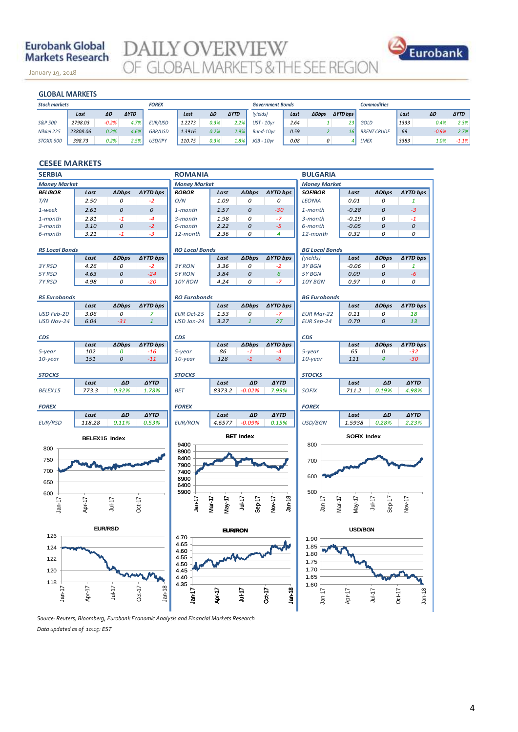# Eurobank Global Markets Research

# DAILY OVERVIEW OF GLOBAL MARKETS & THE SEE REGION

January 19, 2018

## GLOBAL MARKETS

**Stock markets**

| | Last | ΔD | ΔYTD |
|---|---|---|---|
| S&P 500 | 2798.03 | -0.2% | 4.7% |
| Nikkei 225 | 23808.06 | 0.2% | 4.6% |
| STOXX 600 | 398.73 | 0.2% | 2.5% |

**FOREX**

| | Last | ΔD | ΔYTD |
|---|---|---|---|
| EUR/USD | 1.2273 | 0.3% | 2.2% |
| GBP/USD | 1.3916 | 0.2% | 2.9% |
| USD/JPY | 110.75 | 0.3% | 1.8% |

**Government Bonds**

| (yields) | Last | ΔDbps | ΔYTD bps |
|---|---|---|---|
| UST - 10yr | 2.64 | 1 | 23 |
| Bund-10yr | 0.59 | 2 | 16 |
| JGB - 10yr | 0.08 | 0 | 4 |

**Commodities**

| | Last | ΔD | ΔYTD |
|---|---|---|---|
| GOLD | 1333 | 0.4% | 2.3% |
| BRENT CRUDE | 69 | -0.9% | 2.7% |
| LMEX | 3383 | 1.0% | -1.1% |

## CESEE MARKETS

### SERBIA

**Money Market**

| BELIBOR | Last | ΔDbps | ΔYTD bps |
|---|---|---|---|
| T/N | 2.50 | 0 | -2 |
| 1-week | 2.61 | 0 | 0 |
| 1-month | 2.81 | -1 | -4 |
| 3-month | 3.10 | 0 | -2 |
| 6-month | 3.21 | -1 | -3 |

**RS Local Bonds**

| | Last | ΔDbps | ΔYTD bps |
|---|---|---|---|
| 3Y RSD | 4.26 | 0 | -2 |
| 5Y RSD | 4.63 | 0 | -24 |
| 7Y RSD | 4.98 | 0 | -20 |

**RS Eurobonds**

| | Last | ΔDbps | ΔYTD bps |
|---|---|---|---|
| USD Feb-20 | 3.06 | 0 | 7 |
| USD Nov-24 | 6.04 | -31 | 1 |

**CDS**

| | Last | ΔDbps | ΔYTD bps |
|---|---|---|---|
| 5-year | 102 | 0 | -16 |
| 10-year | 151 | 0 | -11 |

**STOCKS**

| | Last | ΔD | ΔYTD |
|---|---|---|---|
| BELEX15 | 773.3 | 0.32% | 1.78% |

**FOREX**

| | Last | ΔD | ΔYTD |
|---|---|---|---|
| EUR/RSD | 118.28 | 0.11% | 0.53% |

### ROMANIA

**Money Market**

| ROBOR | Last | ΔDbps | ΔYTD bps |
|---|---|---|---|
| O/N | 1.09 | 0 | 0 |
| 1-month | 1.57 | 0 | -30 |
| 3-month | 1.98 | 0 | -7 |
| 6-month | 2.22 | 0 | -5 |
| 12-month | 2.36 | 0 | 4 |

**RO Local Bonds**

| | Last | ΔDbps | ΔYTD bps |
|---|---|---|---|
| 3Y RON | 3.36 | 0 | -2 |
| 5Y RON | 3.84 | 0 | 6 |
| 10Y RON | 4.24 | 0 | -7 |

**RO Eurobonds**

| | Last | ΔDbps | ΔYTD bps |
|---|---|---|---|
| EUR Oct-25 | 1.53 | 0 | -7 |
| USD Jan-24 | 3.27 | 1 | 27 |

**CDS**

| | Last | ΔDbps | ΔYTD bps |
|---|---|---|---|
| 5-year | 86 | -1 | -4 |
| 10-year | 128 | -1 | -6 |

**STOCKS**

| | Last | ΔD | ΔYTD |
|---|---|---|---|
| BET | 8373.2 | -0.02% | 7.99% |

**FOREX**

| | Last | ΔD | ΔYTD |
|---|---|---|---|
| EUR/RON | 4.6577 | -0.09% | 0.15% |

### BULGARIA

**Money Market**

| SOFIBOR | Last | ΔDbps | ΔYTD bps |
|---|---|---|---|
| LEONIA | 0.01 | 0 | 1 |
| 1-month | -0.28 | 0 | -3 |
| 3-month | -0.19 | 0 | -1 |
| 6-month | -0.05 | 0 | 0 |
| 12-month | 0.32 | 0 | 0 |

**BG Local Bonds**

| (yields) | Last | ΔDbps | ΔYTD bps |
|---|---|---|---|
| 3Y BGN | -0.06 | 0 | 1 |
| 5Y BGN | 0.09 | 0 | -6 |
| 10Y BGN | 0.97 | 0 | 0 |

**BG Eurobonds**

| | Last | ΔDbps | ΔYTD bps |
|---|---|---|---|
| EUR Mar-22 | 0.11 | 0 | 18 |
| EUR Sep-24 | 0.70 | 0 | 13 |

**CDS**

| | Last | ΔDbps | ΔYTD bps |
|---|---|---|---|
| 5-year | 65 | 0 | -32 |
| 10-year | 111 | 4 | -30 |

**STOCKS**

| | Last | ΔD | ΔYTD |
|---|---|---|---|
| SOFIX | 711.2 | 0.19% | 4.98% |

**FOREX**

| | Last | ΔD | ΔYTD |
|---|---|---|---|
| USD/BGN | 1.5938 | 0.28% | 2.23% |

BELEX15 Index

BET Index

SOFIX Index

EUR/RSD

EUR/RON

USD/BGN

Source: Reuters, Bloomberg, Eurobank Economic Analysis and Financial Markets Research

Data updated as of 10:15: EST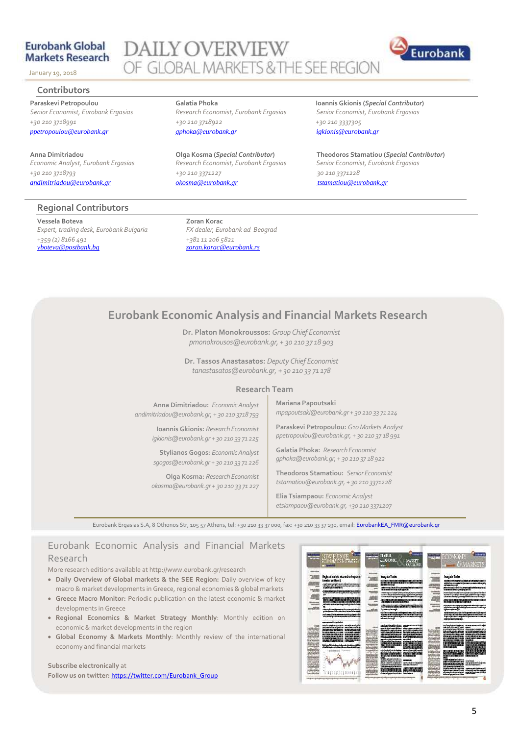Eurobank Global Markets Research

January 19, 2018

# DAILY OVERVIEW OF GLOBAL MARKETS & THE SEE REGION

## Contributors

**Paraskevi Petropoulou**
*Senior Economist, Eurobank Ergasias*
*+30 210 3718991*
ppetropoulou@eurobank.gr

**Galatia Phoka**
*Research Economist, Eurobank Ergasias*
*+30 210 3718922*
gphoka@eurobank.gr

**Ioannis Gkionis (*Special Contributor*)**
*Senior Economist, Eurobank Ergasias*
*+30 210 3337305*
igkionis@eurobank.gr

**Anna Dimitriadou**
*Economic Analyst, Eurobank Ergasias*
*+30 210 3718793*
andimitriadou@eurobank.gr

**Olga Kosma (*Special Contributor*)**
*Research Economist, Eurobank Ergasias*
*+30 210 3371227*
okosma@eurobank.gr

**Theodoros Stamatiou (*Special Contributor*)**
*Senior Economist, Eurobank Ergasias*
*30 210 3371228*
tstamatiou@eurobank.gr

## Regional Contributors

**Vessela Boteva**
*Expert, trading desk, Eurobank Bulgaria*
*+359 (2) 8166 491*
vboteva@postbank.bg

**Zoran Korac**
*FX dealer, Eurobank ad Beograd*
*+381 11 206 5821*
zoran.korac@eurobank.rs

## Eurobank Economic Analysis and Financial Markets Research

**Dr. Platon Monokroussos:** *Group Chief Economist*
*pmonokrousos@eurobank.gr, + 30 210 37 18 903*

**Dr. Tassos Anastasatos:** *Deputy Chief Economist*
*tanastasatos@eurobank.gr, + 30 210 33 71 178*

### Research Team

**Anna Dimitriadou:** *Economic Analyst*
*andimitriadou@eurobank.gr, + 30 210 3718 793*

**Ioannis Gkionis:** *Research Economist*
*igkionis@eurobank.gr + 30 210 33 71 225*

**Stylianos Gogos:** *Economic Analyst*
*sgogos@eurobank.gr + 30 210 33 71 226*

**Olga Kosma:** *Research Economist*
*okosma@eurobank.gr + 30 210 33 71 227*

**Mariana Papoutsaki**
*mpapoutsaki@eurobank.gr + 30 210 33 71 224*

**Paraskevi Petropoulou:** *G10 Markets Analyst*
*ppetropoulou@eurobank.gr, + 30 210 37 18 991*

**Galatia Phoka:** *Research Economist*
*gphoka@eurobank.gr, + 30 210 37 18 922*

**Theodoros Stamatiou:** *Senior Economist*
*tstamatiou@eurobank.gr, + 30 210 3371228*

**Elia Tsiampaou:** *Economic Analyst*
*etsiampaou@eurobank.gr, +30 210 3371207*

Eurobank Ergasias S.A, 8 Othonos Str, 105 57 Athens, tel: +30 210 33 37 000, fax: +30 210 33 37 190, email: EurobankEA_FMR@eurobank.gr

## Eurobank Economic Analysis and Financial Markets Research

More research editions available at http://www.eurobank.gr/research

- **Daily Overview of Global markets & the SEE Region:** Daily overview of key macro & market developments in Greece, regional economies & global markets
- **Greece Macro Monitor:** Periodic publication on the latest economic & market developments in Greece
- **Regional Economics & Market Strategy Monthly**: Monthly edition on economic & market developments in the region
- **Global Economy & Markets Monthly**: Monthly review of the international economy and financial markets

**Subscribe electronically** at
**Follow us on twitter:** https://twitter.com/Eurobank_Group